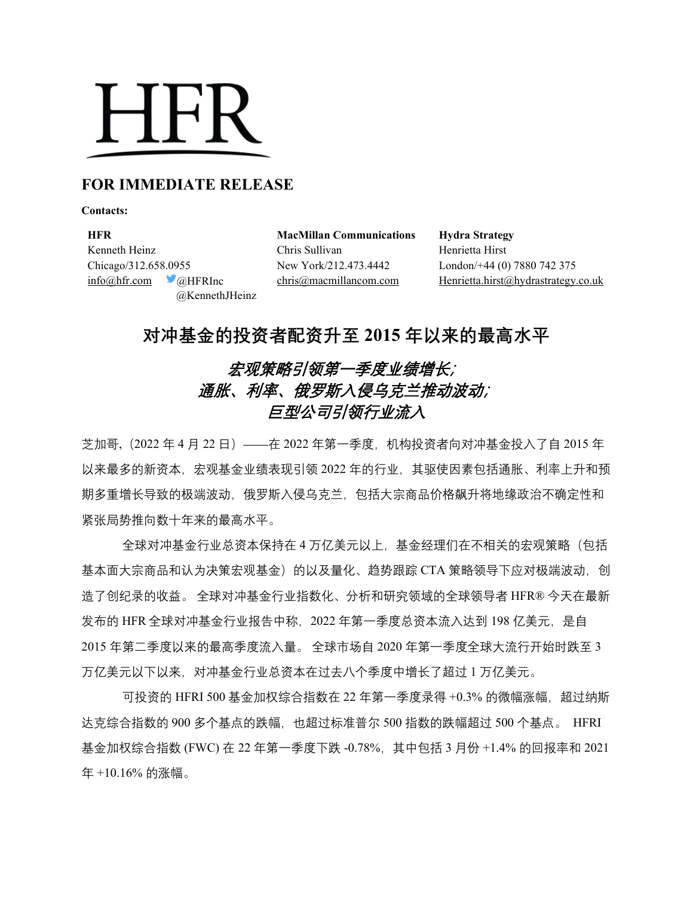# HFR

**FOR IMMEDIATE RELEASE**

**Contacts:**

| **HFR** | **MacMillan Communications** | **Hydra Strategy** |
|---|---|---|
| Kenneth Heinz | Chris Sullivan | Henrietta Hirst |
| Chicago/312.658.0955 | New York/212.473.4442 | London/+44 (0) 7880 742 375 |
| info@hfr.com @HFRInc @KennethJHeinz | chris@macmillancom.com | Henrietta.hirst@hydrastrategy.co.uk |

## 对冲基金的投资者配资升至 2015 年以来的最高水平

### *宏观策略引领第一季度业绩增长;*
### *通胀、利率、俄罗斯入侵乌克兰推动波动;*
### *巨型公司引领行业流入*

芝加哥,（2022 年 4 月 22 日）——在 2022 年第一季度，机构投资者向对冲基金投入了自 2015 年以来最多的新资本，宏观基金业绩表现引领 2022 年的行业，其驱使因素包括通胀、利率上升和预期多重增长导致的极端波动，俄罗斯入侵乌克兰，包括大宗商品价格飙升将地缘政治不确定性和紧张局势推向数十年来的最高水平。

全球对冲基金行业总资本保持在 4 万亿美元以上，基金经理们在不相关的宏观策略（包括基本面大宗商品和认为决策宏观基金）的以及量化、趋势跟踪 CTA 策略领导下应对极端波动，创造了创纪录的收益。 全球对冲基金行业指数化、分析和研究领域的全球领导者 HFR® 今天在最新发布的 HFR 全球对冲基金行业报告中称，2022 年第一季度总资本流入达到 198 亿美元，是自 2015 年第二季度以来的最高季度流入量。 全球市场自 2020 年第一季度全球大流行开始时跌至 3 万亿美元以下以来，对冲基金行业总资本在过去八个季度中增长了超过 1 万亿美元。

可投资的 HFRI 500 基金加权综合指数在 22 年第一季度录得 +0.3% 的微幅涨幅，超过纳斯达克综合指数的 900 多个基点的跌幅，也超过标准普尔 500 指数的跌幅超过 500 个基点。 HFRI 基金加权综合指数 (FWC) 在 22 年第一季度下跌 -0.78%，其中包括 3 月份 +1.4% 的回报率和 2021 年 +10.16% 的涨幅。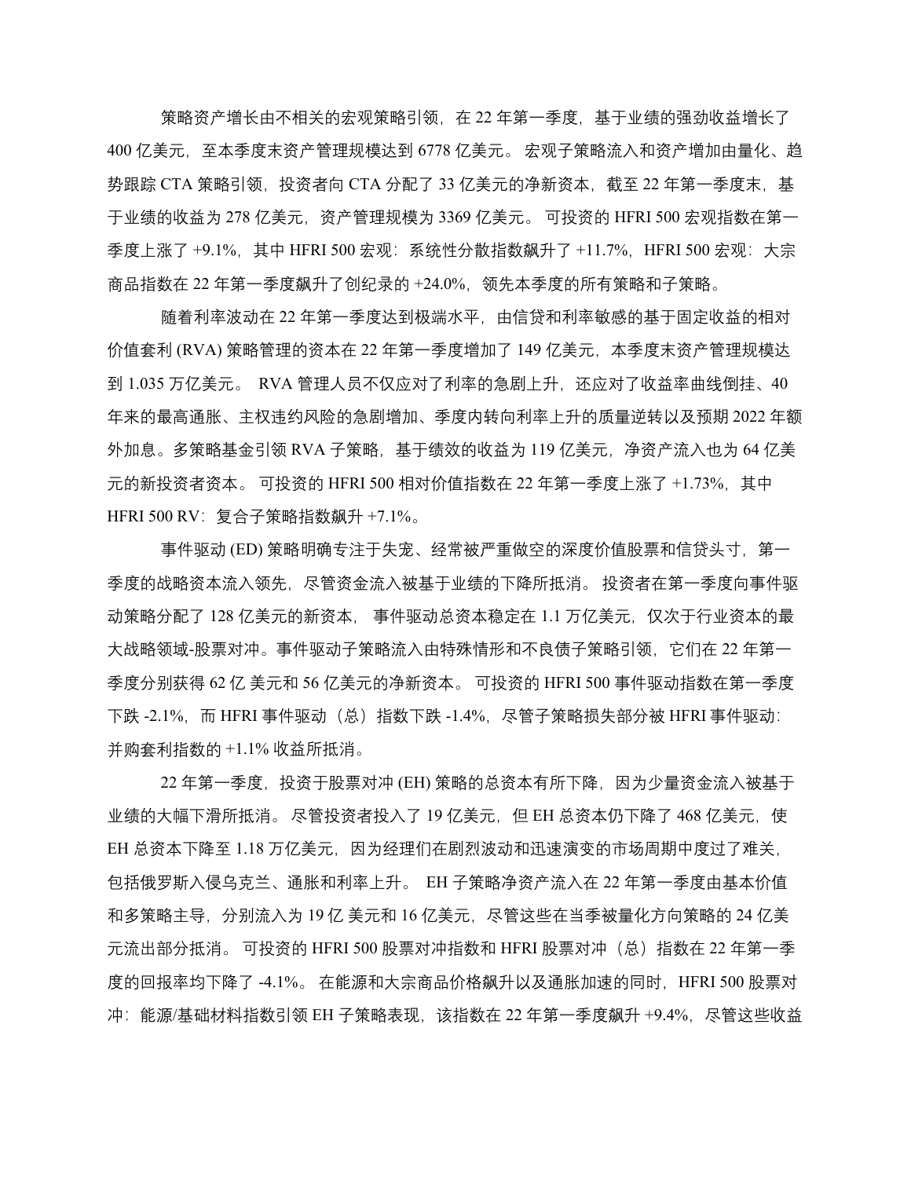策略资产增长由不相关的宏观策略引领，在 22 年第一季度，基于业绩的强劲收益增长了 400 亿美元，至本季度末资产管理规模达到 6778 亿美元。 宏观子策略流入和资产增加由量化、趋势跟踪 CTA 策略引领，投资者向 CTA 分配了 33 亿美元的净新资本，截至 22 年第一季度末，基于业绩的收益为 278 亿美元，资产管理规模为 3369 亿美元。 可投资的 HFRI 500 宏观指数在第一季度上涨了 +9.1%，其中 HFRI 500 宏观：系统性分散指数飙升了 +11.7%，HFRI 500 宏观：大宗商品指数在 22 年第一季度飙升了创纪录的 +24.0%，领先本季度的所有策略和子策略。

随着利率波动在 22 年第一季度达到极端水平，由信贷和利率敏感的基于固定收益的相对价值套利 (RVA) 策略管理的资本在 22 年第一季度增加了 149 亿美元，本季度末资产管理规模达到 1.035 万亿美元。 RVA 管理人员不仅应对了利率的急剧上升，还应对了收益率曲线倒挂、40 年来的最高通胀、主权违约风险的急剧增加、季度内转向利率上升的质量逆转以及预期 2022 年额外加息。多策略基金引领 RVA 子策略，基于绩效的收益为 119 亿美元，净资产流入也为 64 亿美元的新投资者资本。 可投资的 HFRI 500 相对价值指数在 22 年第一季度上涨了 +1.73%，其中 HFRI 500 RV：复合子策略指数飙升 +7.1%。

事件驱动 (ED) 策略明确专注于失宠、经常被严重做空的深度价值股票和信贷头寸，第一季度的战略资本流入领先，尽管资金流入被基于业绩的下降所抵消。 投资者在第一季度向事件驱动策略分配了 128 亿美元的新资本， 事件驱动总资本稳定在 1.1 万亿美元，仅次于行业资本的最大战略领域-股票对冲。事件驱动子策略流入由特殊情形和不良债子策略引领，它们在 22 年第一季度分别获得 62 亿 美元和 56 亿美元的净新资本。 可投资的 HFRI 500 事件驱动指数在第一季度下跌 -2.1%，而 HFRI 事件驱动（总）指数下跌 -1.4%，尽管子策略损失部分被 HFRI 事件驱动：并购套利指数的 +1.1% 收益所抵消。

22 年第一季度，投资于股票对冲 (EH) 策略的总资本有所下降，因为少量资金流入被基于业绩的大幅下滑所抵消。 尽管投资者投入了 19 亿美元，但 EH 总资本仍下降了 468 亿美元，使 EH 总资本下降至 1.18 万亿美元，因为经理们在剧烈波动和迅速演变的市场周期中度过了难关，包括俄罗斯入侵乌克兰、通胀和利率上升。 EH 子策略净资产流入在 22 年第一季度由基本价值和多策略主导，分别流入为 19 亿 美元和 16 亿美元，尽管这些在当季被量化方向策略的 24 亿美元流出部分抵消。 可投资的 HFRI 500 股票对冲指数和 HFRI 股票对冲（总）指数在 22 年第一季度的回报率均下降了 -4.1%。 在能源和大宗商品价格飙升以及通胀加速的同时，HFRI 500 股票对冲：能源/基础材料指数引领 EH 子策略表现，该指数在 22 年第一季度飙升 +9.4%，尽管这些收益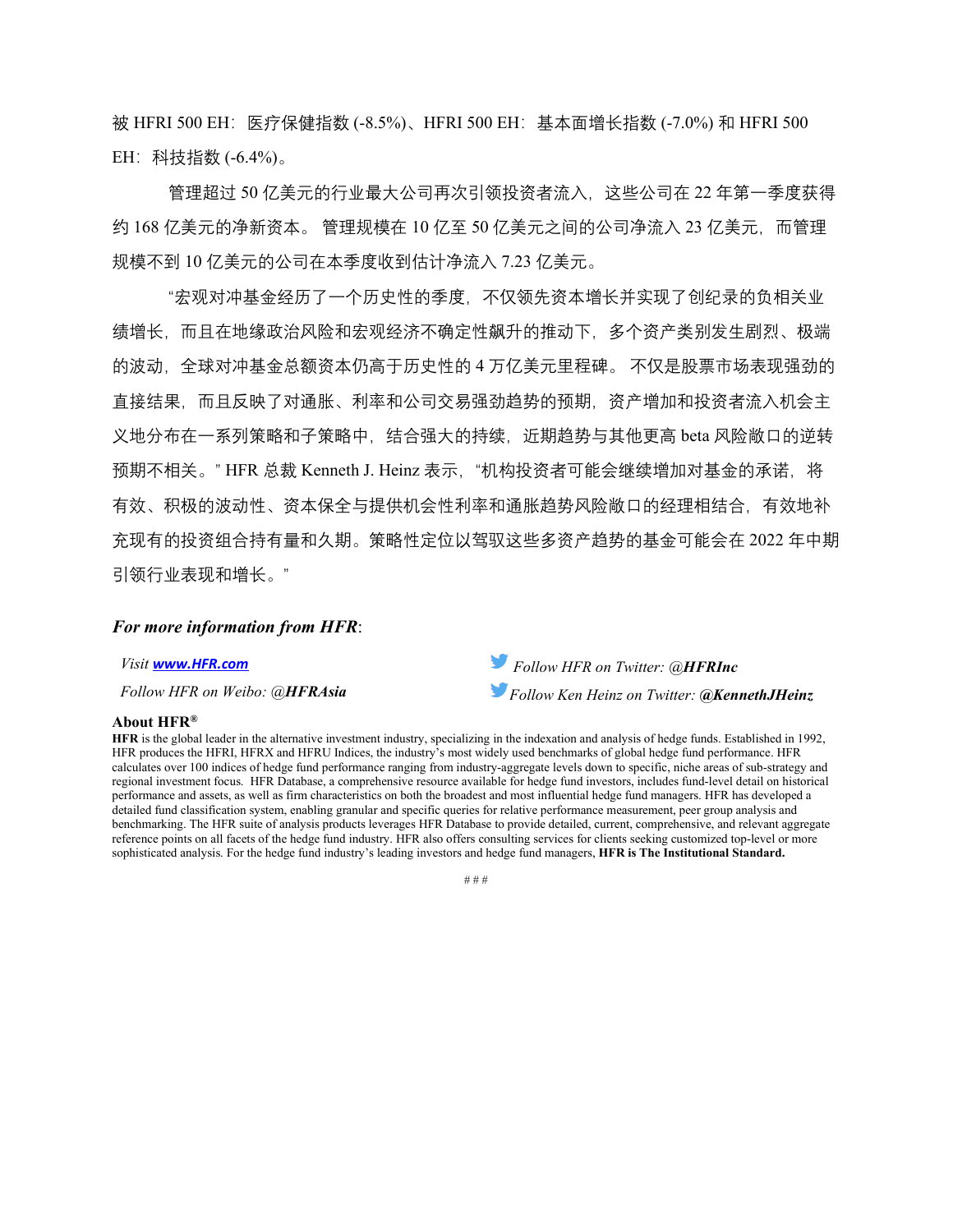被 HFRI 500 EH：医疗保健指数 (-8.5%)、HFRI 500 EH：基本面增长指数 (-7.0%) 和 HFRI 500 EH：科技指数 (-6.4%)。

管理超过 50 亿美元的行业最大公司再次引领投资者流入，这些公司在 22 年第一季度获得约 168 亿美元的净新资本。 管理规模在 10 亿至 50 亿美元之间的公司净流入 23 亿美元，而管理规模不到 10 亿美元的公司在本季度收到估计净流入 7.23 亿美元。

"宏观对冲基金经历了一个历史性的季度，不仅领先资本增长并实现了创纪录的负相关业绩增长，而且在地缘政治风险和宏观经济不确定性飙升的推动下，多个资产类别发生剧烈、极端的波动，全球对冲基金总额资本仍高于历史性的 4 万亿美元里程碑。 不仅是股票市场表现强劲的直接结果，而且反映了对通胀、利率和公司交易强劲趋势的预期，资产增加和投资者流入机会主义地分布在一系列策略和子策略中，结合强大的持续，近期趋势与其他更高 beta 风险敞口的逆转预期不相关。" HFR 总裁 Kenneth J. Heinz 表示，"机构投资者可能会继续增加对基金的承诺，将有效、积极的波动性、资本保全与提供机会性利率和通胀趋势风险敞口的经理相结合，有效地补充现有的投资组合持有量和久期。策略性定位以驾驭这些多资产趋势的基金可能会在 2022 年中期引领行业表现和增长。"

***For more information from HFR***:

*Visit* [**www.HFR.com**](http://www.HFR.com)

*Follow HFR on Weibo: @**HFRAsia***

*Follow HFR on Twitter: @**HFRInc***

*Follow Ken Heinz on Twitter: @**KennethJHeinz***

**About HFR®**

**HFR** is the global leader in the alternative investment industry, specializing in the indexation and analysis of hedge funds. Established in 1992, HFR produces the HFRI, HFRX and HFRU Indices, the industry's most widely used benchmarks of global hedge fund performance. HFR calculates over 100 indices of hedge fund performance ranging from industry-aggregate levels down to specific, niche areas of sub-strategy and regional investment focus. HFR Database, a comprehensive resource available for hedge fund investors, includes fund-level detail on historical performance and assets, as well as firm characteristics on both the broadest and most influential hedge fund managers. HFR has developed a detailed fund classification system, enabling granular and specific queries for relative performance measurement, peer group analysis and benchmarking. The HFR suite of analysis products leverages HFR Database to provide detailed, current, comprehensive, and relevant aggregate reference points on all facets of the hedge fund industry. HFR also offers consulting services for clients seeking customized top-level or more sophisticated analysis. For the hedge fund industry's leading investors and hedge fund managers, **HFR is The Institutional Standard.**

# # #